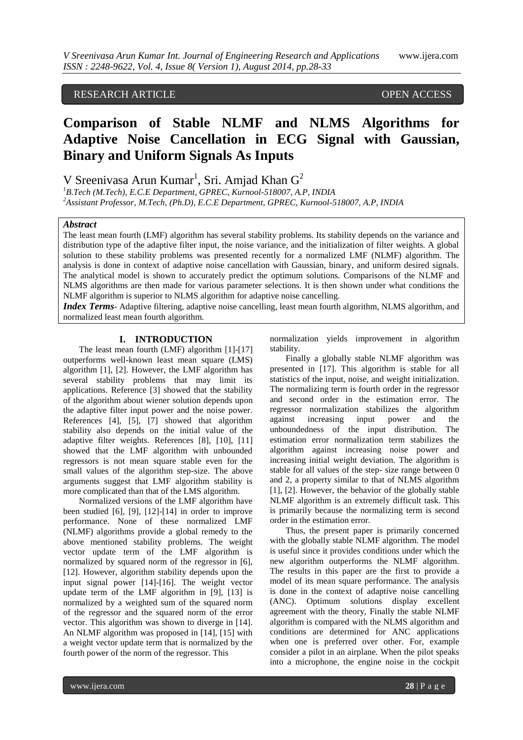RESEARCH ARTICLE OPEN ACCESS

# Comparison of Stable NLMF and NLMS Algorithms for Adaptive Noise Cancellation in ECG Signal with Gaussian, Binary and Uniform Signals As Inputs

V Sreenivasa Arun Kumar[1], Sri. Amjad Khan G[2]

[1] *B.Tech (M.Tech), E.C.E Department, GPREC, Kurnool-518007, A.P, INDIA*

[2] *Assistant Professor, M.Tech, (Ph.D), E.C.E Department, GPREC, Kurnool-518007, A.P, INDIA*

### *Abstract*

The least mean fourth (LMF) algorithm has several stability problems. Its stability depends on the variance and distribution type of the adaptive filter input, the noise variance, and the initialization of filter weights. A global solution to these stability problems was presented recently for a normalized LMF (NLMF) algorithm. The analysis is done in context of adaptive noise cancellation with Gaussian, binary, and uniform desired signals. The analytical model is shown to accurately predict the optimum solutions. Comparisons of the NLMF and NLMS algorithms are then made for various parameter selections. It is then shown under what conditions the NLMF algorithm is superior to NLMS algorithm for adaptive noise cancelling.

***Index Terms***- Adaptive filtering, adaptive noise cancelling, least mean fourth algorithm, NLMS algorithm, and normalized least mean fourth algorithm.

## I. INTRODUCTION

The least mean fourth (LMF) algorithm [1]-[17] outperforms well-known least mean square (LMS) algorithm [1], [2]. However, the LMF algorithm has several stability problems that may limit its applications. Reference [3] showed that the stability of the algorithm about wiener solution depends upon the adaptive filter input power and the noise power. References [4], [5], [7] showed that algorithm stability also depends on the initial value of the adaptive filter weights. References [8], [10], [11] showed that the LMF algorithm with unbounded regressors is not mean square stable even for the small values of the algorithm step-size. The above arguments suggest that LMF algorithm stability is more complicated than that of the LMS algorithm.

Normalized versions of the LMF algorithm have been studied [6], [9], [12]-[14] in order to improve performance. None of these normalized LMF (NLMF) algorithms provide a global remedy to the above mentioned stability problems. The weight vector update term of the LMF algorithm is normalized by squared norm of the regressor in [6], [12]. However, algorithm stability depends upon the input signal power [14]-[16]. The weight vector update term of the LMF algorithm in [9], [13] is normalized by a weighted sum of the squared norm of the regressor and the squared norm of the error vector. This algorithm was shown to diverge in [14]. An NLMF algorithm was proposed in [14], [15] with a weight vector update term that is normalized by the fourth power of the norm of the regressor. This normalization yields improvement in algorithm stability.

Finally a globally stable NLMF algorithm was presented in [17]. This algorithm is stable for all statistics of the input, noise, and weight initialization. The normalizing term is fourth order in the regressor and second order in the estimation error. The regressor normalization stabilizes the algorithm against increasing input power and the unboundedness of the input distribution. The estimation error normalization term stabilizes the algorithm against increasing noise power and increasing initial weight deviation. The algorithm is stable for all values of the step- size range between 0 and 2, a property similar to that of NLMS algorithm [1], [2]. However, the behavior of the globally stable NLMF algorithm is an extremely difficult task. This is primarily because the normalizing term is second order in the estimation error.

Thus, the present paper is primarily concerned with the globally stable NLMF algorithm. The model is useful since it provides conditions under which the new algorithm outperforms the NLMF algorithm. The results in this paper are the first to provide a model of its mean square performance. The analysis is done in the context of adaptive noise cancelling (ANC). Optimum solutions display excellent agreement with the theory, Finally the stable NLMF algorithm is compared with the NLMS algorithm and conditions are determined for ANC applications when one is preferred over other. For, example consider a pilot in an airplane. When the pilot speaks into a microphone, the engine noise in the cockpit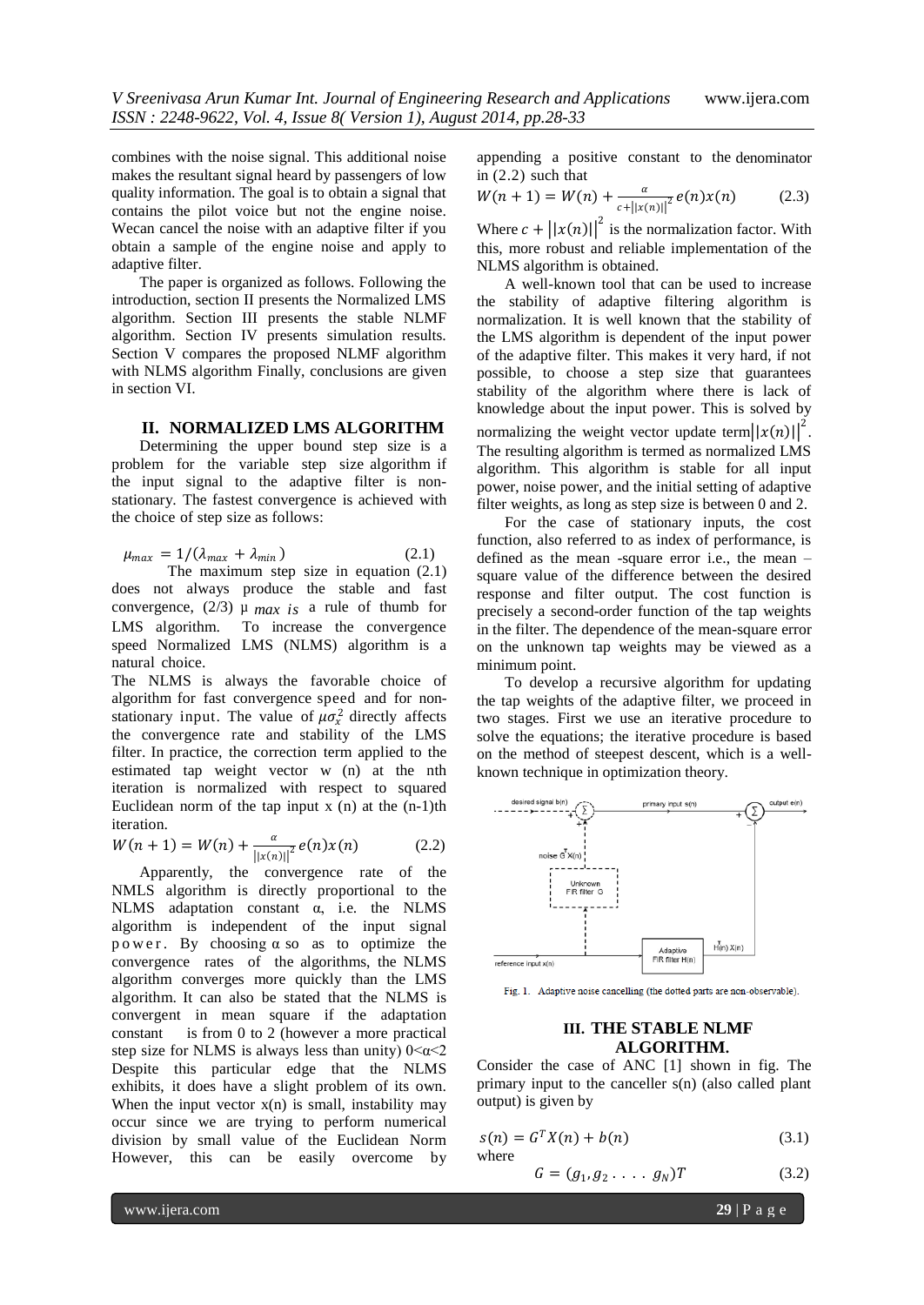combines with the noise signal. This additional noise makes the resultant signal heard by passengers of low quality information. The goal is to obtain a signal that contains the pilot voice but not the engine noise. Wecan cancel the noise with an adaptive filter if you obtain a sample of the engine noise and apply to adaptive filter.

The paper is organized as follows. Following the introduction, section II presents the Normalized LMS algorithm. Section III presents the stable NLMF algorithm. Section IV presents simulation results. Section V compares the proposed NLMF algorithm with NLMS algorithm Finally, conclusions are given in section VI.

## II. NORMALIZED LMS ALGORITHM

Determining the upper bound step size is a problem for the variable step size algorithm if the input signal to the adaptive filter is non-stationary. The fastest convergence is achieved with the choice of step size as follows:

$$\mu_{max} = 1/(\lambda_{max} + \lambda_{min}) \qquad (2.1)$$

The maximum step size in equation (2.1) does not always produce the stable and fast convergence, (2/3) $\mu_{max}$ *is* a rule of thumb for LMS algorithm. To increase the convergence speed Normalized LMS (NLMS) algorithm is a natural choice.

The NLMS is always the favorable choice of algorithm for fast convergence speed and for non-stationary input. The value of $\mu\sigma_x^2$ directly affects the convergence rate and stability of the LMS filter. In practice, the correction term applied to the estimated tap weight vector w (n) at the nth iteration is normalized with respect to squared Euclidean norm of the tap input x (n) at the (n-1)th iteration.

$$W(n+1) = W(n) + \frac{\alpha}{||x(n)||^2} e(n)x(n) \qquad (2.2)$$

Apparently, the convergence rate of the NMLS algorithm is directly proportional to the NLMS adaptation constant α, i.e. the NLMS algorithm is independent of the input signal power. By choosing α so as to optimize the convergence rates of the algorithms, the NLMS algorithm converges more quickly than the LMS algorithm. It can also be stated that the NLMS is convergent in mean square if the adaptation constant is from 0 to 2 (however a more practical step size for NLMS is always less than unity) $0<\alpha<2$ Despite this particular edge that the NLMS exhibits, it does have a slight problem of its own. When the input vector x(n) is small, instability may occur since we are trying to perform numerical division by small value of the Euclidean Norm However, this can be easily overcome by appending a positive constant to the denominator in (2.2) such that

$$W(n+1) = W(n) + \frac{\alpha}{c + ||x(n)||^2} e(n)x(n) \qquad (2.3)$$

Where $c + ||x(n)||^2$ is the normalization factor. With this, more robust and reliable implementation of the NLMS algorithm is obtained.

A well-known tool that can be used to increase the stability of adaptive filtering algorithm is normalization. It is well known that the stability of the LMS algorithm is dependent of the input power of the adaptive filter. This makes it very hard, if not possible, to choose a step size that guarantees stability of the algorithm where there is lack of knowledge about the input power. This is solved by normalizing the weight vector update term$||x(n)||^2$. The resulting algorithm is termed as normalized LMS algorithm. This algorithm is stable for all input power, noise power, and the initial setting of adaptive filter weights, as long as step size is between 0 and 2.

For the case of stationary inputs, the cost function, also referred to as index of performance, is defined as the mean -square error i.e., the mean – square value of the difference between the desired response and filter output. The cost function is precisely a second-order function of the tap weights in the filter. The dependence of the mean-square error on the unknown tap weights may be viewed as a minimum point.

To develop a recursive algorithm for updating the tap weights of the adaptive filter, we proceed in two stages. First we use an iterative procedure to solve the equations; the iterative procedure is based on the method of steepest descent, which is a well-known technique in optimization theory.

Fig. 1. Adaptive noise cancelling (the dotted parts are non-observable).

## III. THE STABLE NLMF ALGORITHM.

Consider the case of ANC [1] shown in fig. The primary input to the canceller s(n) (also called plant output) is given by

$$s(n) = G^T X(n) + b(n) \qquad (3.1)$$

where

$$G = (g_1, g_2 \ . \ . \ . \ . \ g_N)T \qquad (3.2)$$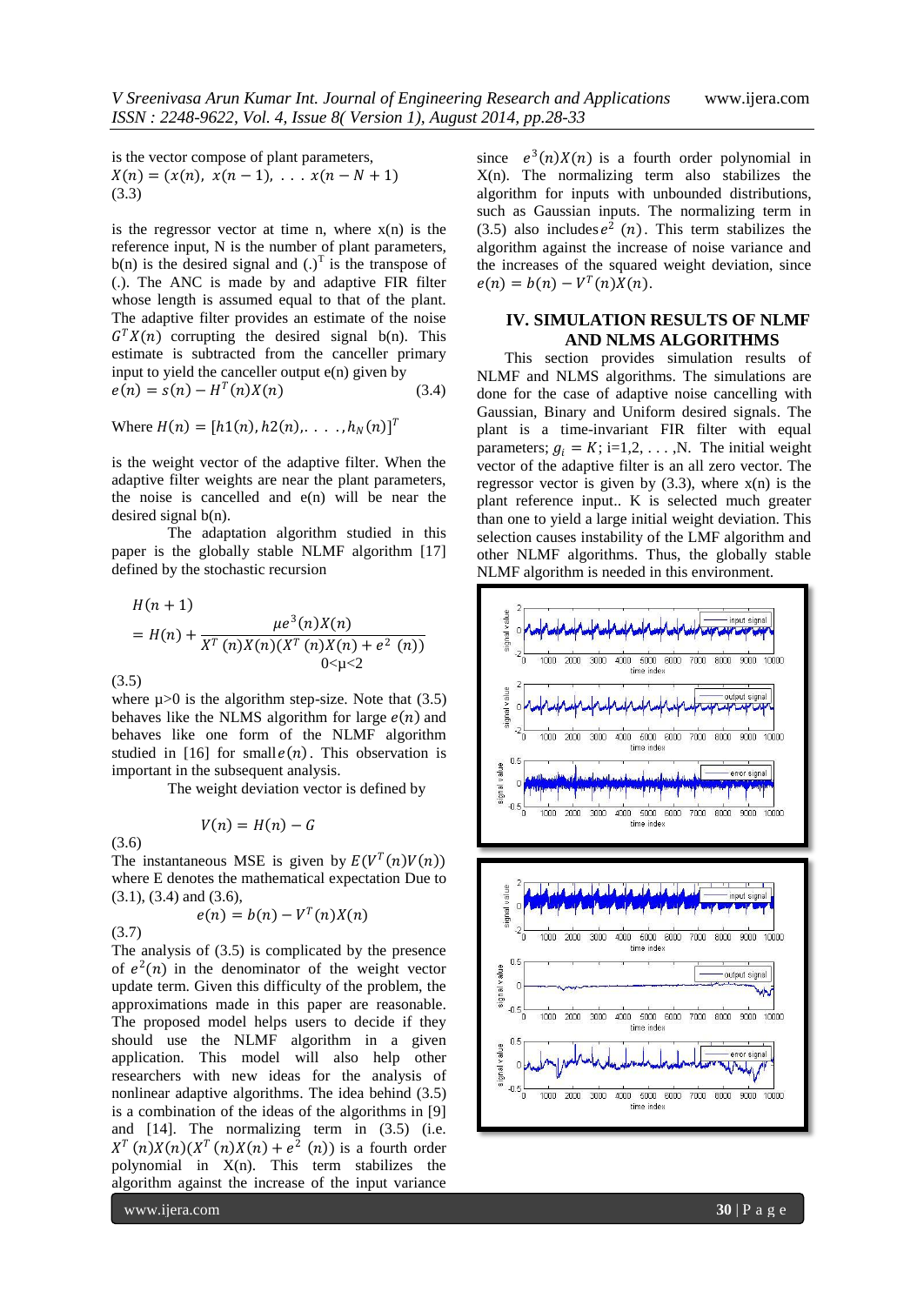is the vector compose of plant parameters,

$X(n) = (x(n),\ x(n-1),\ ...\ x(n-N+1)$ (3.3)

is the regressor vector at time n, where x(n) is the reference input, N is the number of plant parameters, b(n) is the desired signal and $(.)^T$ is the transpose of (.). The ANC is made by and adaptive FIR filter whose length is assumed equal to that of the plant. The adaptive filter provides an estimate of the noise $G^T X(n)$ corrupting the desired signal b(n). This estimate is subtracted from the canceller primary input to yield the canceller output e(n) given by

$$e(n) = s(n) - H^T(n)X(n) \quad (3.4)$$

Where $H(n) = [h1(n), h2(n),....,h_N(n)]^T$

is the weight vector of the adaptive filter. When the adaptive filter weights are near the plant parameters, the noise is cancelled and e(n) will be near the desired signal b(n).

The adaptation algorithm studied in this paper is the globally stable NLMF algorithm [17] defined by the stochastic recursion

$$H(n+1) = H(n) + \frac{\mu e^3(n)X(n)}{X^T(n)X(n)(X^T(n)X(n) + e^2(n))} \quad 0<\mu<2$$

(3.5)

where μ>0 is the algorithm step-size. Note that (3.5) behaves like the NLMS algorithm for large $e(n)$ and behaves like one form of the NLMF algorithm studied in [16] for small $e(n)$. This observation is important in the subsequent analysis.

The weight deviation vector is defined by

$$V(n) = H(n) - G$$

(3.6)

The instantaneous MSE is given by $E(V^T(n)V(n))$ where E denotes the mathematical expectation Due to (3.1), (3.4) and (3.6),

$$e(n) = b(n) - V^T(n)X(n)$$

(3.7)

The analysis of (3.5) is complicated by the presence of $e^2(n)$ in the denominator of the weight vector update term. Given this difficulty of the problem, the approximations made in this paper are reasonable. The proposed model helps users to decide if they should use the NLMF algorithm in a given application. This model will also help other researchers with new ideas for the analysis of nonlinear adaptive algorithms. The idea behind (3.5) is a combination of the ideas of the algorithms in [9] and [14]. The normalizing term in (3.5) (i.e. $X^T(n)X(n)(X^T(n)X(n) + e^2(n))$ is a fourth order polynomial in X(n). This term stabilizes the algorithm against the increase of the input variance since $e^3(n)X(n)$ is a fourth order polynomial in X(n). The normalizing term also stabilizes the algorithm for inputs with unbounded distributions, such as Gaussian inputs. The normalizing term in (3.5) also includes $e^2(n)$. This term stabilizes the algorithm against the increase of noise variance and the increases of the squared weight deviation, since $e(n) = b(n) - V^T(n)X(n)$.

## IV. SIMULATION RESULTS OF NLMF AND NLMS ALGORITHMS

This section provides simulation results of NLMF and NLMS algorithms. The simulations are done for the case of adaptive noise cancelling with Gaussian, Binary and Uniform desired signals. The plant is a time-invariant FIR filter with equal parameters; $g_i = K$; i=1,2, . . . ,N. The initial weight vector of the adaptive filter is an all zero vector. The regressor vector is given by (3.3), where x(n) is the plant reference input.. K is selected much greater than one to yield a large initial weight deviation. This selection causes instability of the LMF algorithm and other NLMF algorithms. Thus, the globally stable NLMF algorithm is needed in this environment.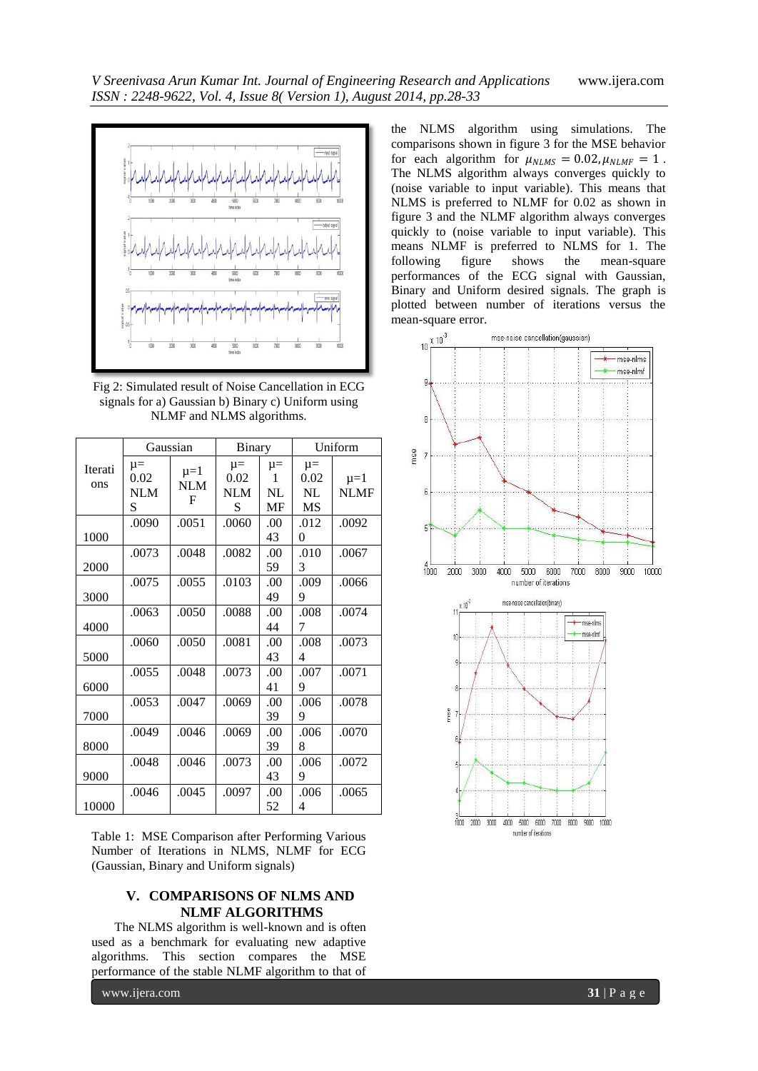Fig 2: Simulated result of Noise Cancellation in ECG signals for a) Gaussian b) Binary c) Uniform using NLMF and NLMS algorithms.

| Iterations | Gaussian | | Binary | | Uniform | |
|---|---|---|---|---|---|---|
| | μ= 0.02 NLMS | μ=1 NLMF | μ= 0.02 NLMS | μ= 1 NLMF | μ= 0.02 NLMS | μ=1 NLMF |
| 1000 | .0090 | .0051 | .0060 | .0043 | .0120 | .0092 |
| 2000 | .0073 | .0048 | .0082 | .0059 | .0103 | .0067 |
| 3000 | .0075 | .0055 | .0103 | .0049 | .0099 | .0066 |
| 4000 | .0063 | .0050 | .0088 | .0044 | .0087 | .0074 |
| 5000 | .0060 | .0050 | .0081 | .0043 | .0084 | .0073 |
| 6000 | .0055 | .0048 | .0073 | .0041 | .0079 | .0071 |
| 7000 | .0053 | .0047 | .0069 | .0039 | .0069 | .0078 |
| 8000 | .0049 | .0046 | .0069 | .0039 | .0068 | .0070 |
| 9000 | .0048 | .0046 | .0073 | .0043 | .0069 | .0072 |
| 10000 | .0046 | .0045 | .0097 | .0052 | .0064 | .0065 |

Table 1: MSE Comparison after Performing Various Number of Iterations in NLMS, NLMF for ECG (Gaussian, Binary and Uniform signals)

## V. COMPARISONS OF NLMS AND NLMF ALGORITHMS

The NLMS algorithm is well-known and is often used as a benchmark for evaluating new adaptive algorithms. This section compares the MSE performance of the stable NLMF algorithm to that of the NLMS algorithm using simulations. The comparisons shown in figure 3 for the MSE behavior for each algorithm for $\mu_{NLMS} = 0.02, \mu_{NLMF} = 1$. The NLMS algorithm always converges quickly to (noise variable to input variable). This means that NLMS is preferred to NLMF for 0.02 as shown in figure 3 and the NLMF algorithm always converges quickly to (noise variable to input variable). This means NLMF is preferred to NLMS for 1. The following figure shows the mean-square performances of the ECG signal with Gaussian, Binary and Uniform desired signals. The graph is plotted between number of iterations versus the mean-square error.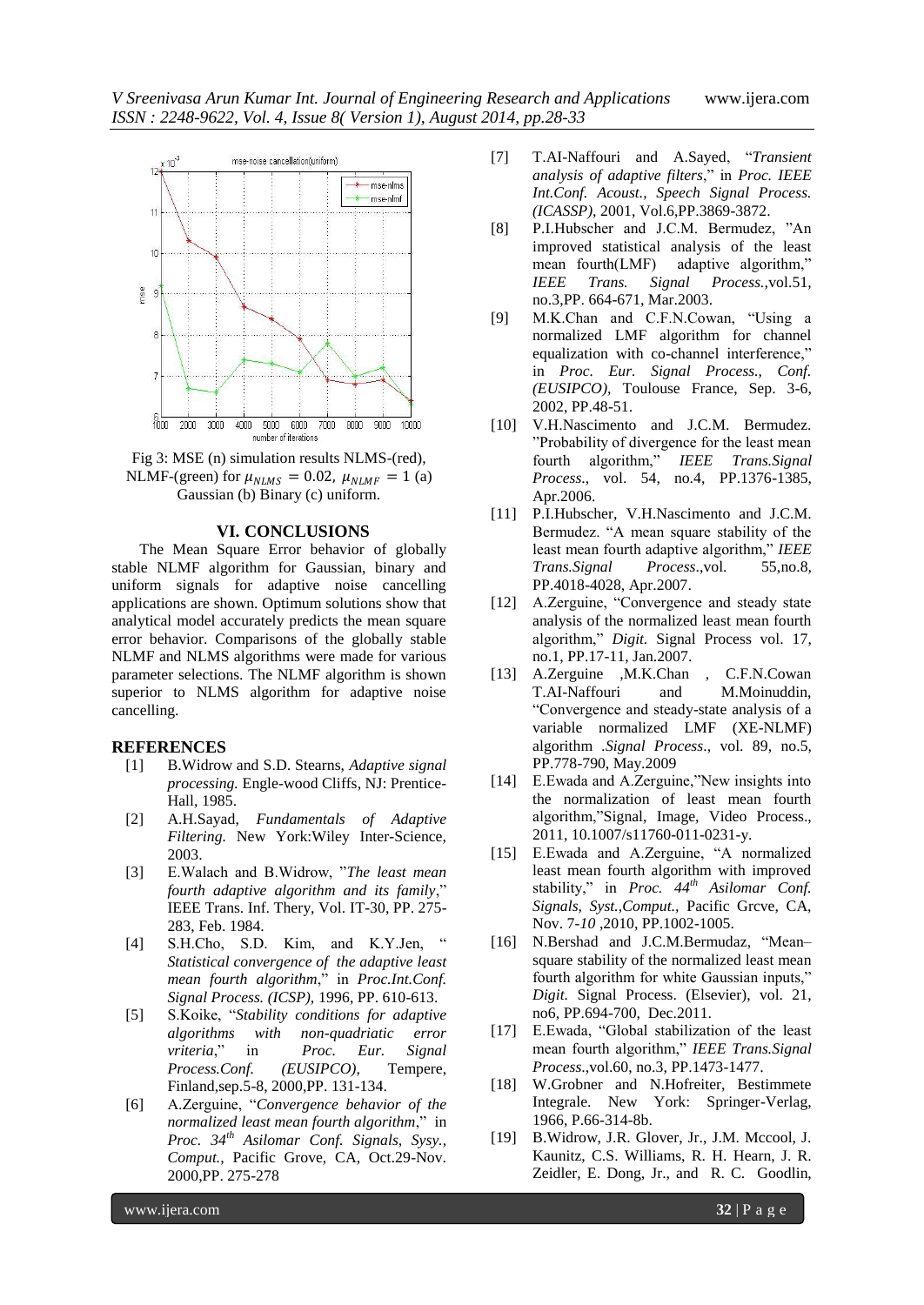Fig 3: MSE (n) simulation results NLMS-(red), NLMF-(green) for $\mu_{NLMS} = 0.02$, $\mu_{NLMF} = 1$ (a) Gaussian (b) Binary (c) uniform.

## VI. CONCLUSIONS

The Mean Square Error behavior of globally stable NLMF algorithm for Gaussian, binary and uniform signals for adaptive noise cancelling applications are shown. Optimum solutions show that analytical model accurately predicts the mean square error behavior. Comparisons of the globally stable NLMF and NLMS algorithms were made for various parameter selections. The NLMF algorithm is shown superior to NLMS algorithm for adaptive noise cancelling.

## REFERENCES

[1] B.Widrow and S.D. Stearns, *Adaptive signal processing.* Engle-wood Cliffs, NJ: Prentice-Hall, 1985.

[2] A.H.Sayad, *Fundamentals of Adaptive Filtering.* New York:Wiley Inter-Science, 2003.

[3] E.Walach and B.Widrow, "*The least mean fourth adaptive algorithm and its family*," IEEE Trans. Inf. Thery, Vol. IT-30, PP. 275-283, Feb. 1984.

[4] S.H.Cho, S.D. Kim, and K.Y.Jen, " *Statistical convergence of the adaptive least mean fourth algorithm*," in *Proc.Int.Conf. Signal Process. (ICSP),* 1996, PP. 610-613.

[5] S.Koike, "*Stability conditions for adaptive algorithms with non-quadriatic error vriteria*," in *Proc. Eur. Signal Process.Conf. (EUSIPCO),* Tempere, Finland,sep.5-8, 2000,PP. 131-134.

[6] A.Zerguine, "*Convergence behavior of the normalized least mean fourth algorithm*," in *Proc. 34th Asilomar Conf. Signals, Sysy., Comput.,* Pacific Grove, CA, Oct.29-Nov. 2000,PP. 275-278

[7] T.AI-Naffouri and A.Sayed, "*Transient analysis of adaptive filters*," in *Proc. IEEE Int.Conf. Acoust., Speech Signal Process. (ICASSP),* 2001, Vol.6,PP.3869-3872.

[8] P.I.Hubscher and J.C.M. Bermudez, "An improved statistical analysis of the least mean fourth(LMF) adaptive algorithm," *IEEE Trans. Signal Process.,*vol.51, no.3,PP. 664-671, Mar.2003.

[9] M.K.Chan and C.F.N.Cowan, "Using a normalized LMF algorithm for channel equalization with co-channel interference," in *Proc. Eur. Signal Process., Conf. (EUSIPCO),* Toulouse France, Sep. 3-6, 2002, PP.48-51.

[10] V.H.Nascimento and J.C.M. Bermudez. "Probability of divergence for the least mean fourth algorithm," *IEEE Trans.Signal Process.,* vol. 54, no.4, PP.1376-1385, Apr.2006.

[11] P.I.Hubscher, V.H.Nascimento and J.C.M. Bermudez. "A mean square stability of the least mean fourth adaptive algorithm," *IEEE Trans.Signal Process.,*vol. 55,no.8, PP.4018-4028, Apr.2007.

[12] A.Zerguine, "Convergence and steady state analysis of the normalized least mean fourth algorithm," *Digit.* Signal Process vol. 17, no.1, PP.17-11, Jan.2007.

[13] A.Zerguine ,M.K.Chan , C.F.N.Cowan T.AI-Naffouri and M.Moinuddin, "Convergence and steady-state analysis of a variable normalized LMF (XE-NLMF) algorithm .*Signal Process*., vol. 89, no.5, PP.778-790, May.2009

[14] E.Ewada and A.Zerguine,"New insights into the normalization of least mean fourth algorithm,"Signal, Image, Video Process., 2011, 10.1007/s11760-011-0231-y.

[15] E.Ewada and A.Zerguine, "A normalized least mean fourth algorithm with improved stability," in *Proc. 44th Asilomar Conf. Signals, Syst.,Comput.,* Pacific Grcve, CA, Nov. 7-*10* ,2010, PP.1002-1005.

[16] N.Bershad and J.C.M.Bermudaz, "Mean–square stability of the normalized least mean fourth algorithm for white Gaussian inputs," *Digit.* Signal Process. (Elsevier), vol. 21, no6, PP.694-700, Dec.2011.

[17] E.Ewada, "Global stabilization of the least mean fourth algorithm," *IEEE Trans.Signal Process.,*vol.60, no.3, PP.1473-1477.

[18] W.Grobner and N.Hofreiter, Bestimmete Integrale. New York: Springer-Verlag, 1966, P.66-314-8b.

[19] B.Widrow, J.R. Glover, Jr., J.M. Mccool, J. Kaunitz, C.S. Williams, R. H. Hearn, J. R. Zeidler, E. Dong, Jr., and R. C. Goodlin,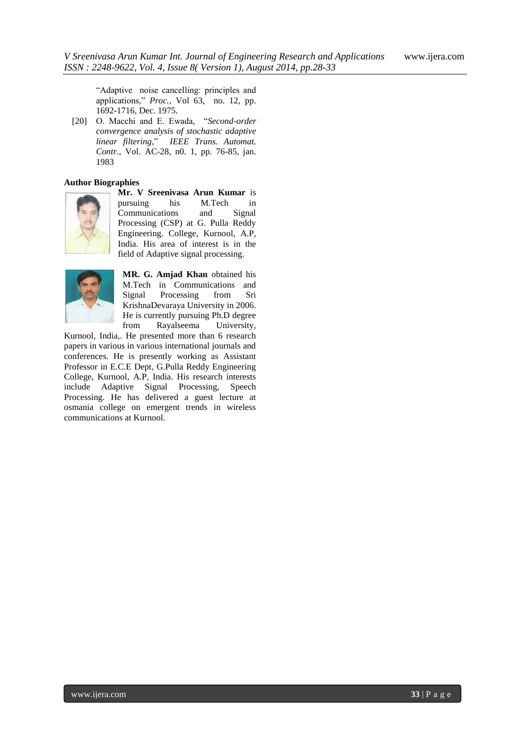"Adaptive noise cancelling: principles and applications," *Proc.*, Vol 63, no. 12, pp. 1692-1716, Dec. 1975.

[20] O. Macchi and E. Ewada, "*Second-order convergence analysis of stochastic adaptive linear filtering*," *IEEE Trans. Automat. Contr.*, Vol. AC-28, n0. 1, pp. 76-85, jan. 1983

**Author Biographies**

**Mr. V Sreenivasa Arun Kumar** is pursuing his M.Tech in Communications and Signal Processing (CSP) at G. Pulla Reddy Engineering. College, Kurnool, A.P, India. His area of interest is in the field of Adaptive signal processing.

**MR. G. Amjad Khan** obtained his M.Tech in Communications and Signal Processing from Sri KrishnaDevaraya University in 2006. He is currently pursuing Ph.D degree from Rayalseema University, Kurnool, India,. He presented more than 6 research papers in various in various international journals and conferences. He is presently working as Assistant Professor in E.C.E Dept, G.Pulla Reddy Engineering College, Kurnool, A.P, India. His research interests include Adaptive Signal Processing, Speech Processing. He has delivered a guest lecture at osmania college on emergent trends in wireless communications at Kurnool.